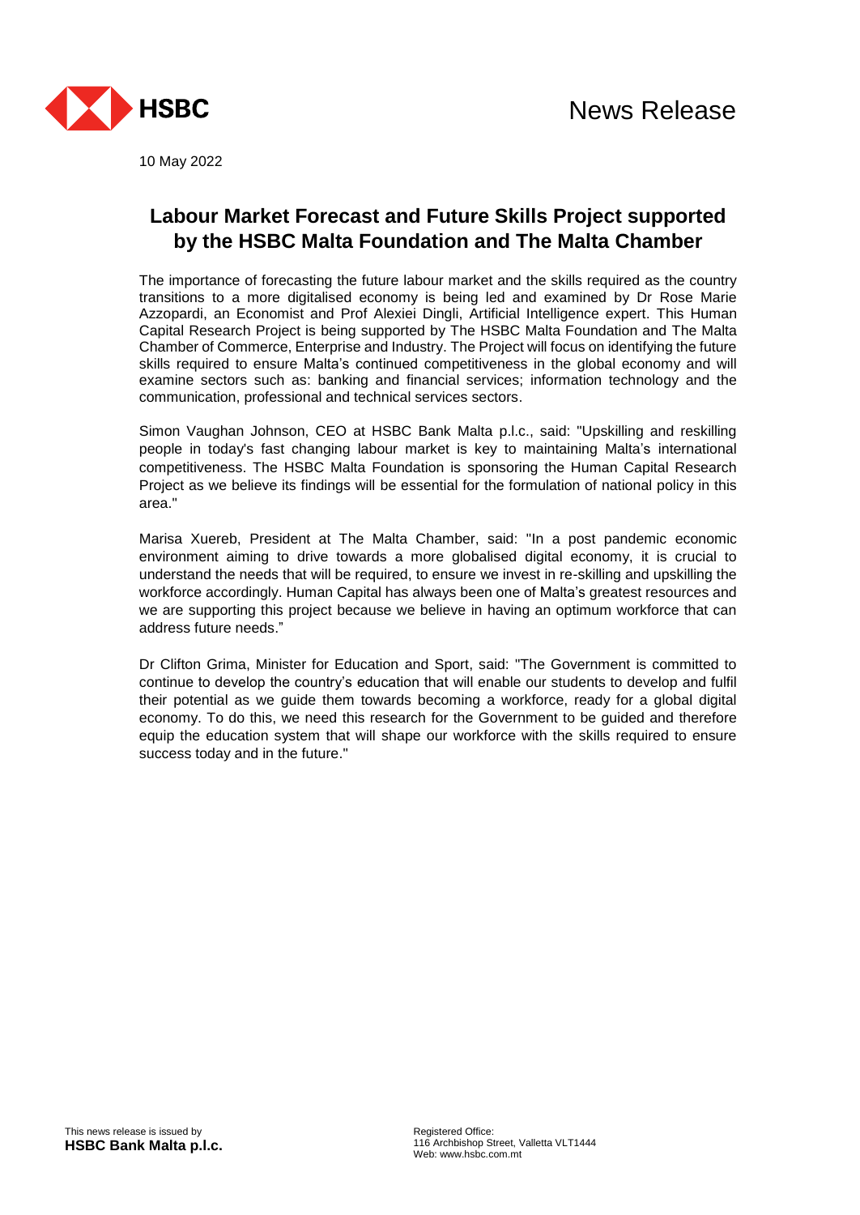HSBC

News Release

10 May 2022

# Labour Market Forecast and Future Skills Project supported by the HSBC Malta Foundation and The Malta Chamber

The importance of forecasting the future labour market and the skills required as the country transitions to a more digitalised economy is being led and examined by Dr Rose Marie Azzopardi, an Economist and Prof Alexiei Dingli, Artificial Intelligence expert. This Human Capital Research Project is being supported by The HSBC Malta Foundation and The Malta Chamber of Commerce, Enterprise and Industry. The Project will focus on identifying the future skills required to ensure Malta's continued competitiveness in the global economy and will examine sectors such as: banking and financial services; information technology and the communication, professional and technical services sectors.

Simon Vaughan Johnson, CEO at HSBC Bank Malta p.l.c., said: "Upskilling and reskilling people in today's fast changing labour market is key to maintaining Malta's international competitiveness. The HSBC Malta Foundation is sponsoring the Human Capital Research Project as we believe its findings will be essential for the formulation of national policy in this area."

Marisa Xuereb, President at The Malta Chamber, said: "In a post pandemic economic environment aiming to drive towards a more globalised digital economy, it is crucial to understand the needs that will be required, to ensure we invest in re-skilling and upskilling the workforce accordingly. Human Capital has always been one of Malta's greatest resources and we are supporting this project because we believe in having an optimum workforce that can address future needs."

Dr Clifton Grima, Minister for Education and Sport, said: "The Government is committed to continue to develop the country's education that will enable our students to develop and fulfil their potential as we guide them towards becoming a workforce, ready for a global digital economy. To do this, we need this research for the Government to be guided and therefore equip the education system that will shape our workforce with the skills required to ensure success today and in the future."

This news release is issued by
**HSBC Bank Malta p.l.c.**

Registered Office:
116 Archbishop Street, Valletta VLT1444
Web: www.hsbc.com.mt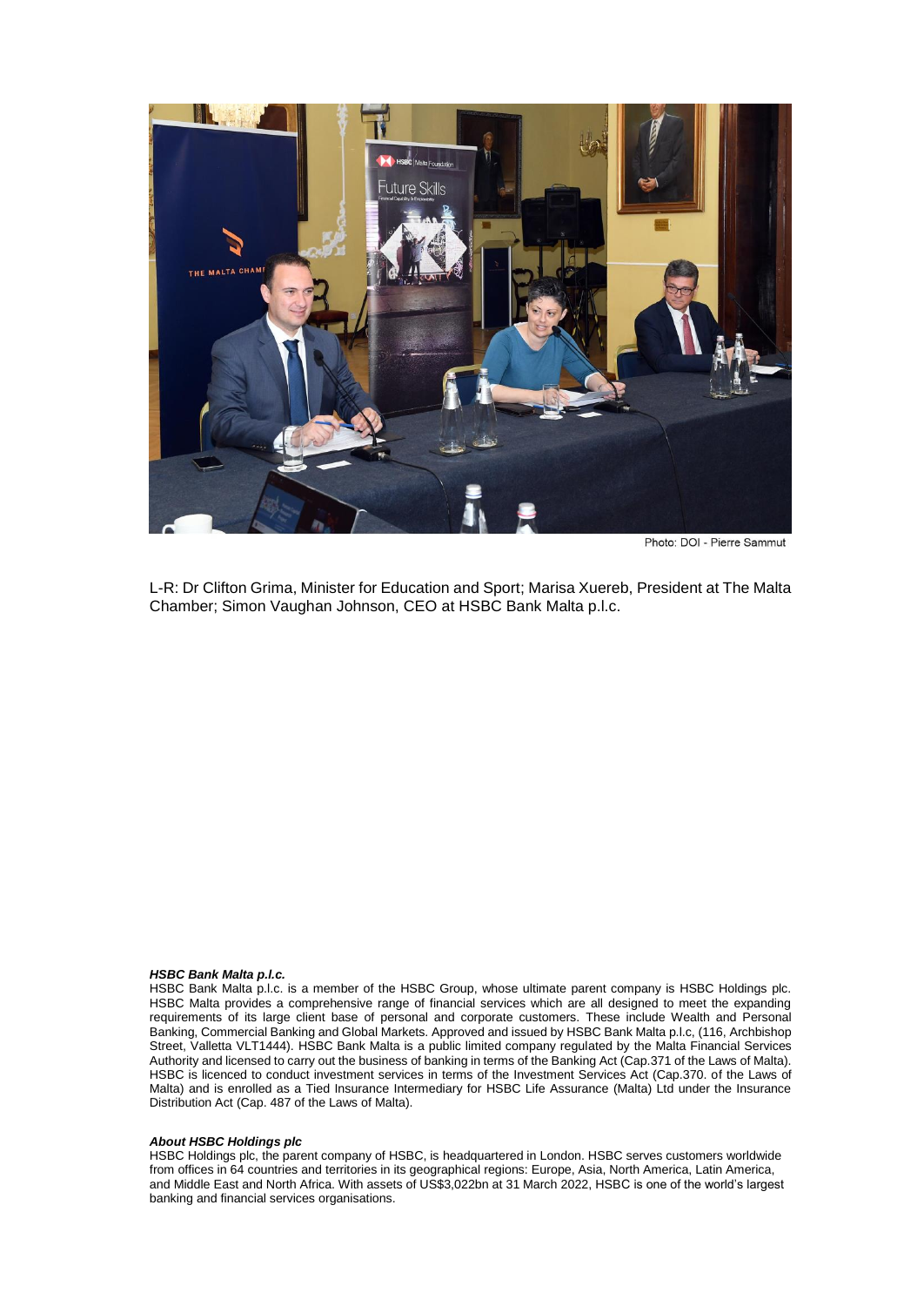Photo: DOI - Pierre Sammut

L-R: Dr Clifton Grima, Minister for Education and Sport; Marisa Xuereb, President at The Malta Chamber; Simon Vaughan Johnson, CEO at HSBC Bank Malta p.l.c.

***HSBC Bank Malta p.l.c.***

HSBC Bank Malta p.l.c. is a member of the HSBC Group, whose ultimate parent company is HSBC Holdings plc. HSBC Malta provides a comprehensive range of financial services which are all designed to meet the expanding requirements of its large client base of personal and corporate customers. These include Wealth and Personal Banking, Commercial Banking and Global Markets. Approved and issued by HSBC Bank Malta p.l.c, (116, Archbishop Street, Valletta VLT1444). HSBC Bank Malta is a public limited company regulated by the Malta Financial Services Authority and licensed to carry out the business of banking in terms of the Banking Act (Cap.371 of the Laws of Malta). HSBC is licenced to conduct investment services in terms of the Investment Services Act (Cap.370. of the Laws of Malta) and is enrolled as a Tied Insurance Intermediary for HSBC Life Assurance (Malta) Ltd under the Insurance Distribution Act (Cap. 487 of the Laws of Malta).

***About HSBC Holdings plc***

HSBC Holdings plc, the parent company of HSBC, is headquartered in London. HSBC serves customers worldwide from offices in 64 countries and territories in its geographical regions: Europe, Asia, North America, Latin America, and Middle East and North Africa. With assets of US$3,022bn at 31 March 2022, HSBC is one of the world's largest banking and financial services organisations.